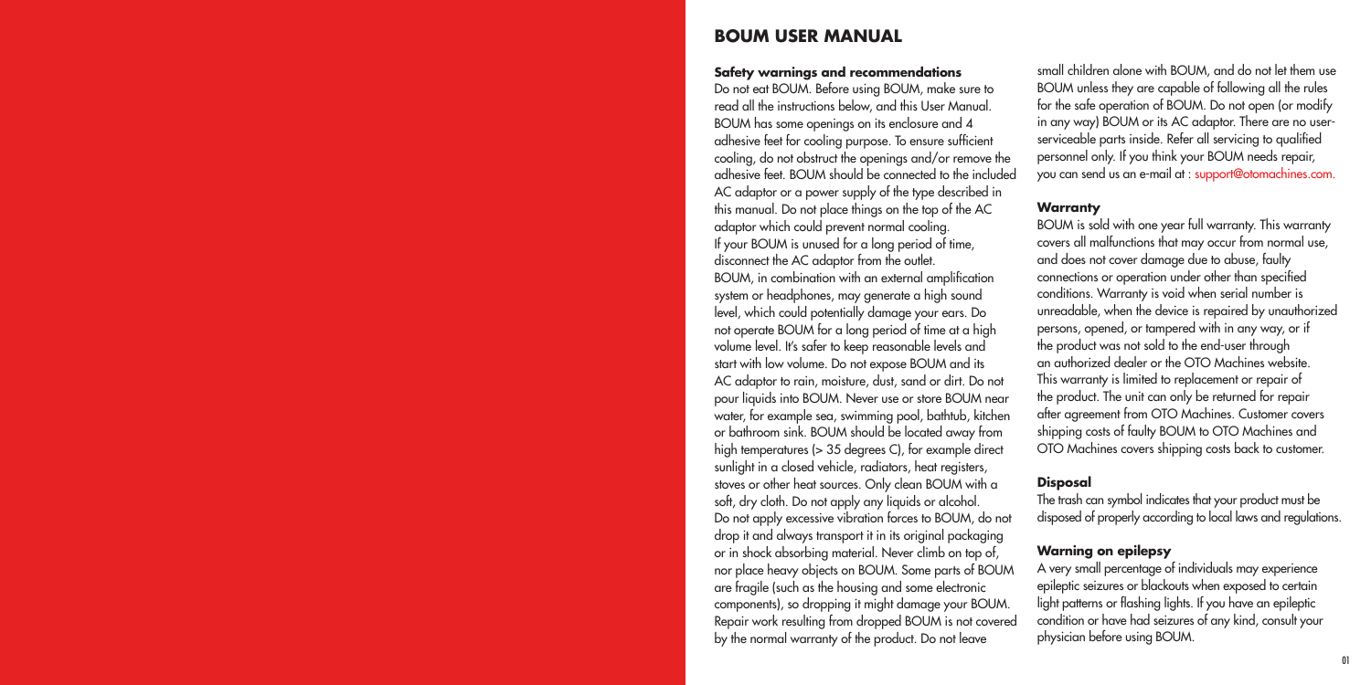# BOUM USER MANUAL

### Safety warnings and recommendations

Do not eat BOUM. Before using BOUM, make sure to read all the instructions below, and this User Manual. BOUM has some openings on its enclosure and 4 adhesive feet for cooling purpose. To ensure sufficient cooling, do not obstruct the openings and/or remove the adhesive feet. BOUM should be connected to the included AC adaptor or a power supply of the type described in this manual. Do not place things on the top of the AC adaptor which could prevent normal cooling.
If your BOUM is unused for a long period of time, disconnect the AC adaptor from the outlet.
BOUM, in combination with an external amplification system or headphones, may generate a high sound level, which could potentially damage your ears. Do not operate BOUM for a long period of time at a high volume level. It's safer to keep reasonable levels and start with low volume. Do not expose BOUM and its AC adaptor to rain, moisture, dust, sand or dirt. Do not pour liquids into BOUM. Never use or store BOUM near water, for example sea, swimming pool, bathtub, kitchen or bathroom sink. BOUM should be located away from high temperatures (> 35 degrees C), for example direct sunlight in a closed vehicle, radiators, heat registers, stoves or other heat sources. Only clean BOUM with a soft, dry cloth. Do not apply any liquids or alcohol. Do not apply excessive vibration forces to BOUM, do not drop it and always transport it in its original packaging or in shock absorbing material. Never climb on top of, nor place heavy objects on BOUM. Some parts of BOUM are fragile (such as the housing and some electronic components), so dropping it might damage your BOUM. Repair work resulting from dropped BOUM is not covered by the normal warranty of the product. Do not leave small children alone with BOUM, and do not let them use BOUM unless they are capable of following all the rules for the safe operation of BOUM. Do not open (or modify in any way) BOUM or its AC adaptor. There are no user-serviceable parts inside. Refer all servicing to qualified personnel only. If you think your BOUM needs repair, you can send us an e-mail at : support@otomachines.com.

### Warranty

BOUM is sold with one year full warranty. This warranty covers all malfunctions that may occur from normal use, and does not cover damage due to abuse, faulty connections or operation under other than specified conditions. Warranty is void when serial number is unreadable, when the device is repaired by unauthorized persons, opened, or tampered with in any way, or if the product was not sold to the end-user through an authorized dealer or the OTO Machines website. This warranty is limited to replacement or repair of the product. The unit can only be returned for repair after agreement from OTO Machines. Customer covers shipping costs of faulty BOUM to OTO Machines and OTO Machines covers shipping costs back to customer.

### Disposal

The trash can symbol indicates that your product must be disposed of properly according to local laws and regulations.

### Warning on epilepsy

A very small percentage of individuals may experience epileptic seizures or blackouts when exposed to certain light patterns or flashing lights. If you have an epileptic condition or have had seizures of any kind, consult your physician before using BOUM.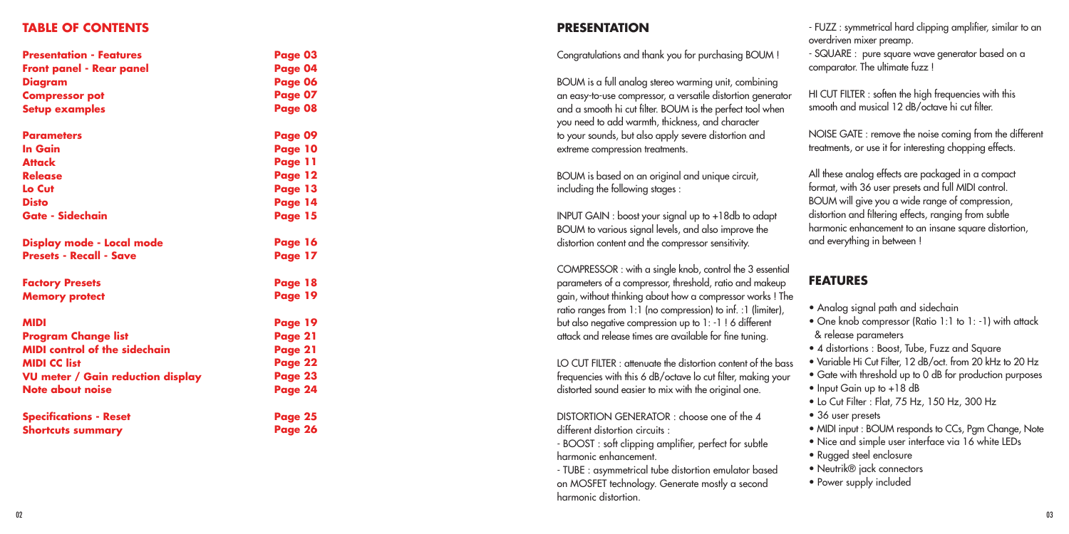## TABLE OF CONTENTS

| | |
|---|---|
| **Presentation - Features** | **Page 03** |
| **Front panel - Rear panel** | **Page 04** |
| **Diagram** | **Page 06** |
| **Compressor pot** | **Page 07** |
| **Setup examples** | **Page 08** |
| **Parameters** | **Page 09** |
| **In Gain** | **Page 10** |
| **Attack** | **Page 11** |
| **Release** | **Page 12** |
| **Lo Cut** | **Page 13** |
| **Disto** | **Page 14** |
| **Gate - Sidechain** | **Page 15** |
| **Display mode - Local mode** | **Page 16** |
| **Presets - Recall - Save** | **Page 17** |
| **Factory Presets** | **Page 18** |
| **Memory protect** | **Page 19** |
| **MIDI** | **Page 19** |
| **Program Change list** | **Page 21** |
| **MIDI control of the sidechain** | **Page 21** |
| **MIDI CC list** | **Page 22** |
| **VU meter / Gain reduction display** | **Page 23** |
| **Note about noise** | **Page 24** |
| **Specifications - Reset** | **Page 25** |
| **Shortcuts summary** | **Page 26** |

## PRESENTATION

Congratulations and thank you for purchasing BOUM !

BOUM is a full analog stereo warming unit, combining an easy-to-use compressor, a versatile distortion generator and a smooth hi cut filter. BOUM is the perfect tool when you need to add warmth, thickness, and character to your sounds, but also apply severe distortion and extreme compression treatments.

BOUM is based on an original and unique circuit, including the following stages :

INPUT GAIN : boost your signal up to +18db to adapt BOUM to various signal levels, and also improve the distortion content and the compressor sensitivity.

COMPRESSOR : with a single knob, control the 3 essential parameters of a compressor, threshold, ratio and makeup gain, without thinking about how a compressor works ! The ratio ranges from 1:1 (no compression) to inf. :1 (limiter), but also negative compression up to 1: -1 ! 6 different attack and release times are available for fine tuning.

LO CUT FILTER : attenuate the distortion content of the bass frequencies with this 6 dB/octave lo cut filter, making your distorted sound easier to mix with the original one.

DISTORTION GENERATOR : choose one of the 4 different distortion circuits :

- BOOST : soft clipping amplifier, perfect for subtle harmonic enhancement.
- TUBE : asymmetrical tube distortion emulator based on MOSFET technology. Generate mostly a second harmonic distortion.
- FUZZ : symmetrical hard clipping amplifier, similar to an overdriven mixer preamp.
- SQUARE : pure square wave generator based on a comparator. The ultimate fuzz !

HI CUT FILTER : soften the high frequencies with this smooth and musical 12 dB/octave hi cut filter.

NOISE GATE : remove the noise coming from the different treatments, or use it for interesting chopping effects.

All these analog effects are packaged in a compact format, with 36 user presets and full MIDI control. BOUM will give you a wide range of compression, distortion and filtering effects, ranging from subtle harmonic enhancement to an insane square distortion, and everything in between !

## FEATURES

- Analog signal path and sidechain
- One knob compressor (Ratio 1:1 to 1: -1) with attack & release parameters
- 4 distortions : Boost, Tube, Fuzz and Square
- Variable Hi Cut Filter, 12 dB/oct. from 20 kHz to 20 Hz
- Gate with threshold up to 0 dB for production purposes
- Input Gain up to +18 dB
- Lo Cut Filter : Flat, 75 Hz, 150 Hz, 300 Hz
- 36 user presets
- MIDI input : BOUM responds to CCs, Pgm Change, Note
- Nice and simple user interface via 16 white LEDs
- Rugged steel enclosure
- Neutrik® jack connectors
- Power supply included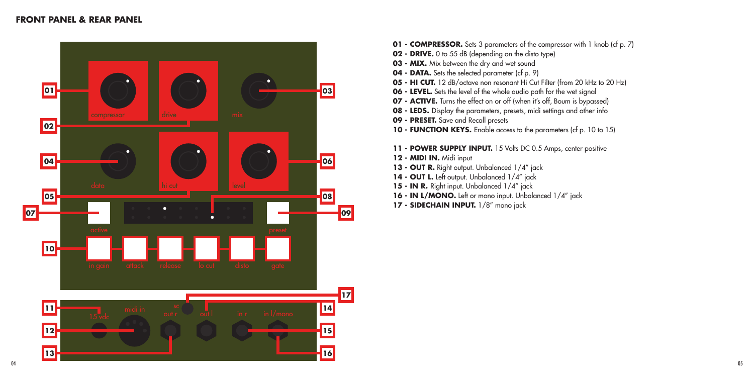## FRONT PANEL & REAR PANEL

- **01 - COMPRESSOR.** Sets 3 parameters of the compressor with 1 knob (cf p. 7)
- **02 - DRIVE.** 0 to 55 dB (depending on the disto type)
- **03 - MIX.** Mix between the dry and wet sound
- **04 - DATA.** Sets the selected parameter (cf p. 9)
- **05 - HI CUT.** 12 dB/octave non resonant Hi Cut Filter (from 20 kHz to 20 Hz)
- **06 - LEVEL.** Sets the level of the whole audio path for the wet signal
- **07 - ACTIVE.** Turns the effect on or off (when it's off, Boum is bypassed)
- **08 - LEDS.** Display the parameters, presets, midi settings and other info
- **09 - PRESET.** Save and Recall presets
- **10 - FUNCTION KEYS.** Enable access to the parameters (cf p. 10 to 15)

- **11 - POWER SUPPLY INPUT.** 15 Volts DC 0.5 Amps, center positive
- **12 - MIDI IN.** Midi input
- **13 - OUT R.** Right output. Unbalanced 1/4" jack
- **14 - OUT L.** Left output. Unbalanced 1/4" jack
- **15 - IN R.** Right input. Unbalanced 1/4" jack
- **16 - IN L/MONO.** Left or mono input. Unbalanced 1/4" jack
- **17 - SIDECHAIN INPUT.** 1/8" mono jack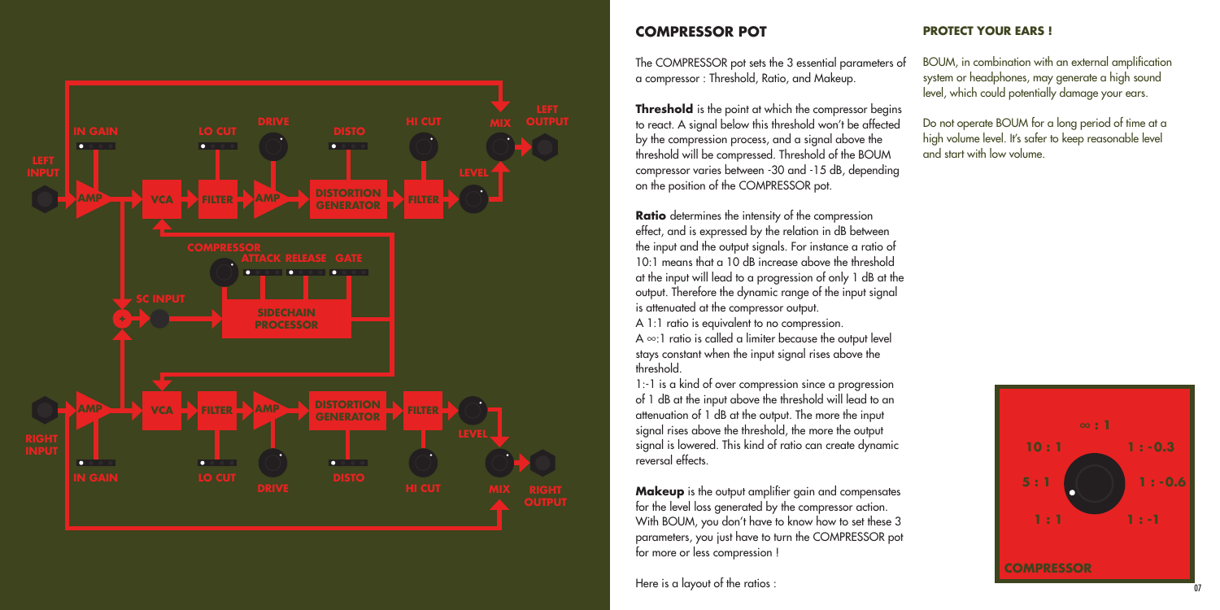## COMPRESSOR POT

The COMPRESSOR pot sets the 3 essential parameters of a compressor : Threshold, Ratio, and Makeup.

**Threshold** is the point at which the compressor begins to react. A signal below this threshold won't be affected by the compression process, and a signal above the threshold will be compressed. Threshold of the BOUM compressor varies between -30 and -15 dB, depending on the position of the COMPRESSOR pot.

**Ratio** determines the intensity of the compression effect, and is expressed by the relation in dB between the input and the output signals. For instance a ratio of 10:1 means that a 10 dB increase above the threshold at the input will lead to a progression of only 1 dB at the output. Therefore the dynamic range of the input signal is attenuated at the compressor output.

A 1:1 ratio is equivalent to no compression.

A ∞:1 ratio is called a limiter because the output level stays constant when the input signal rises above the threshold.

1:-1 is a kind of over compression since a progression of 1 dB at the input above the threshold will lead to an attenuation of 1 dB at the output. The more the input signal rises above the threshold, the more the output signal is lowered. This kind of ratio can create dynamic reversal effects.

**Makeup** is the output amplifier gain and compensates for the level loss generated by the compressor action. With BOUM, you don't have to know how to set these 3 parameters, you just have to turn the COMPRESSOR pot for more or less compression !

Here is a layout of the ratios :

## PROTECT YOUR EARS !

BOUM, in combination with an external amplification system or headphones, may generate a high sound level, which could potentially damage your ears.

Do not operate BOUM for a long period of time at a high volume level. It's safer to keep reasonable level and start with low volume.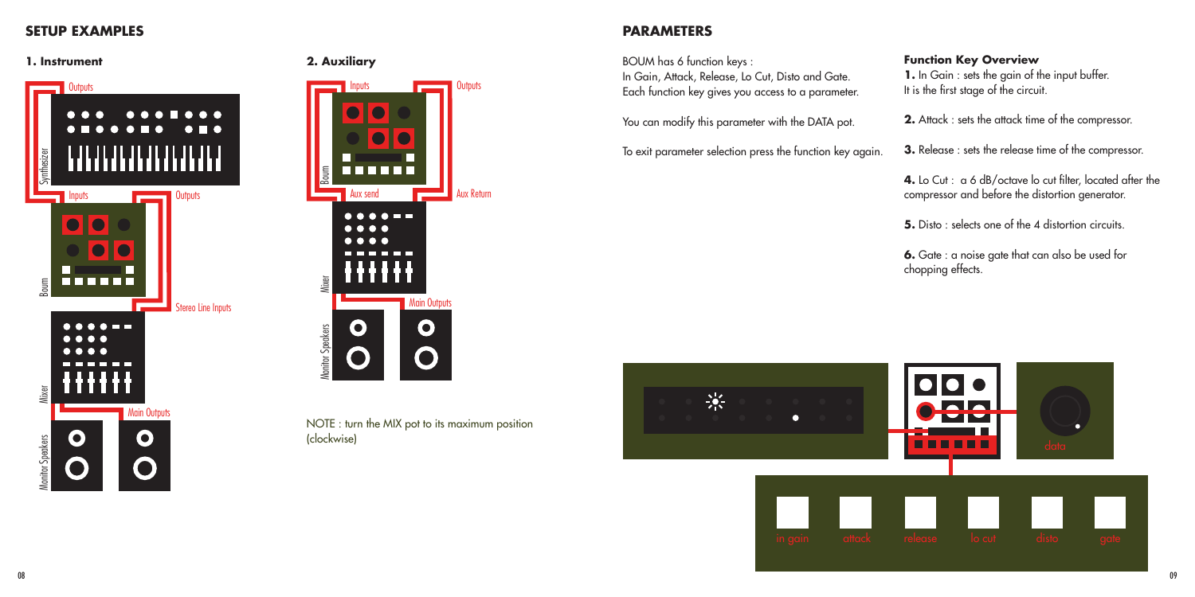## SETUP EXAMPLES

### 1. Instrument

Outputs

Synthesizer

Inputs

Outputs

Boum

Stereo Line Inputs

Mixer

Main Outputs

Monitor Speakers

### 2. Auxiliary

Inputs

Outputs

Boum

Aux send

Aux Return

Mixer

Main Outputs

Monitor Speakers

NOTE : turn the MIX pot to its maximum position (clockwise)

## PARAMETERS

BOUM has 6 function keys :
In Gain, Attack, Release, Lo Cut, Disto and Gate.
Each function key gives you access to a parameter.

You can modify this parameter with the DATA pot.

To exit parameter selection press the function key again.

**Function Key Overview**

**1.** In Gain : sets the gain of the input buffer. It is the first stage of the circuit.

**2.** Attack : sets the attack time of the compressor.

**3.** Release : sets the release time of the compressor.

**4.** Lo Cut : a 6 dB/octave lo cut filter, located after the compressor and before the distortion generator.

**5.** Disto : selects one of the 4 distortion circuits.

**6.** Gate : a noise gate that can also be used for chopping effects.

data

in gain | attack | release | lo cut | disto | gate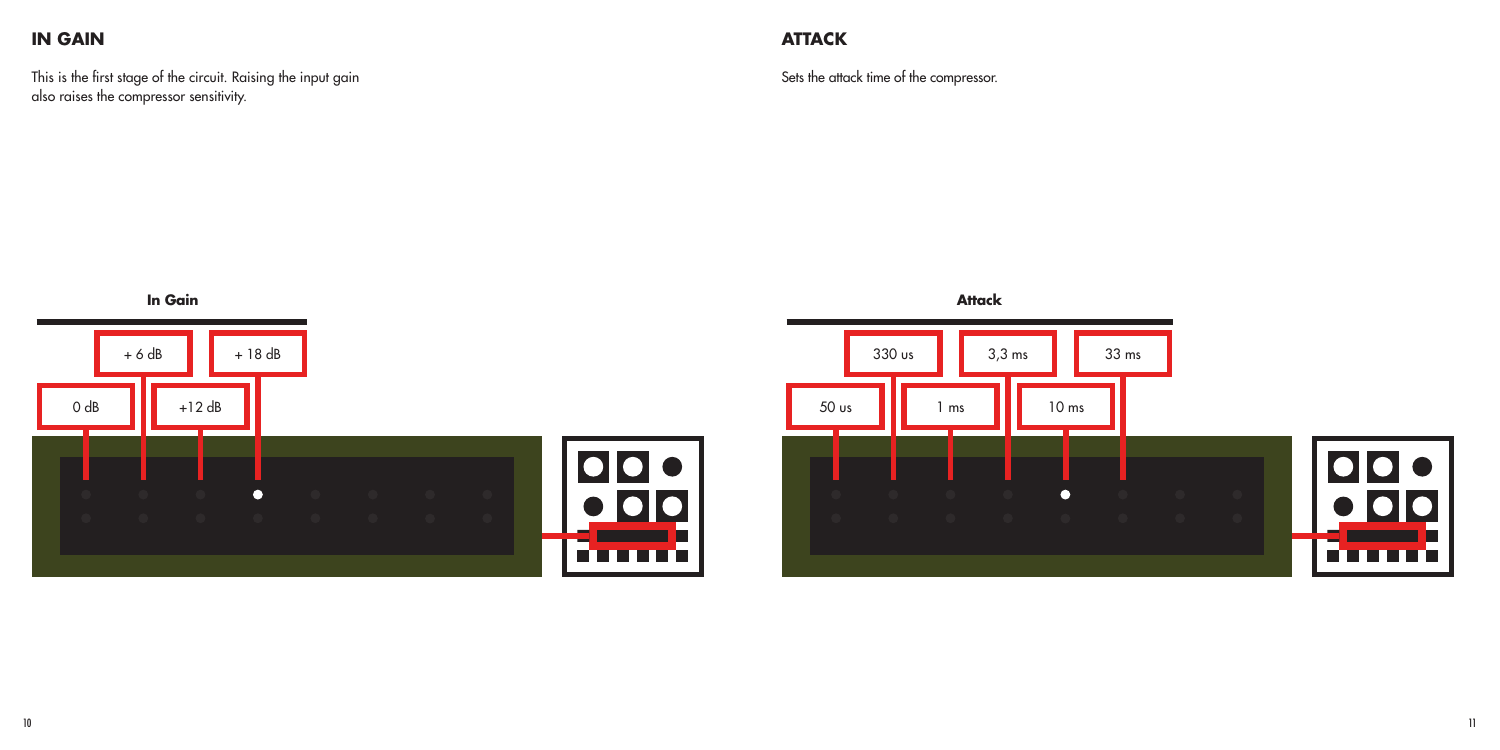## IN GAIN

This is the first stage of the circuit. Raising the input gain also raises the compressor sensitivity.

**In Gain**

0 dB

+ 6 dB

+12 dB

+ 18 dB

## ATTACK

Sets the attack time of the compressor.

**Attack**

50 us

330 us

1 ms

3,3 ms

10 ms

33 ms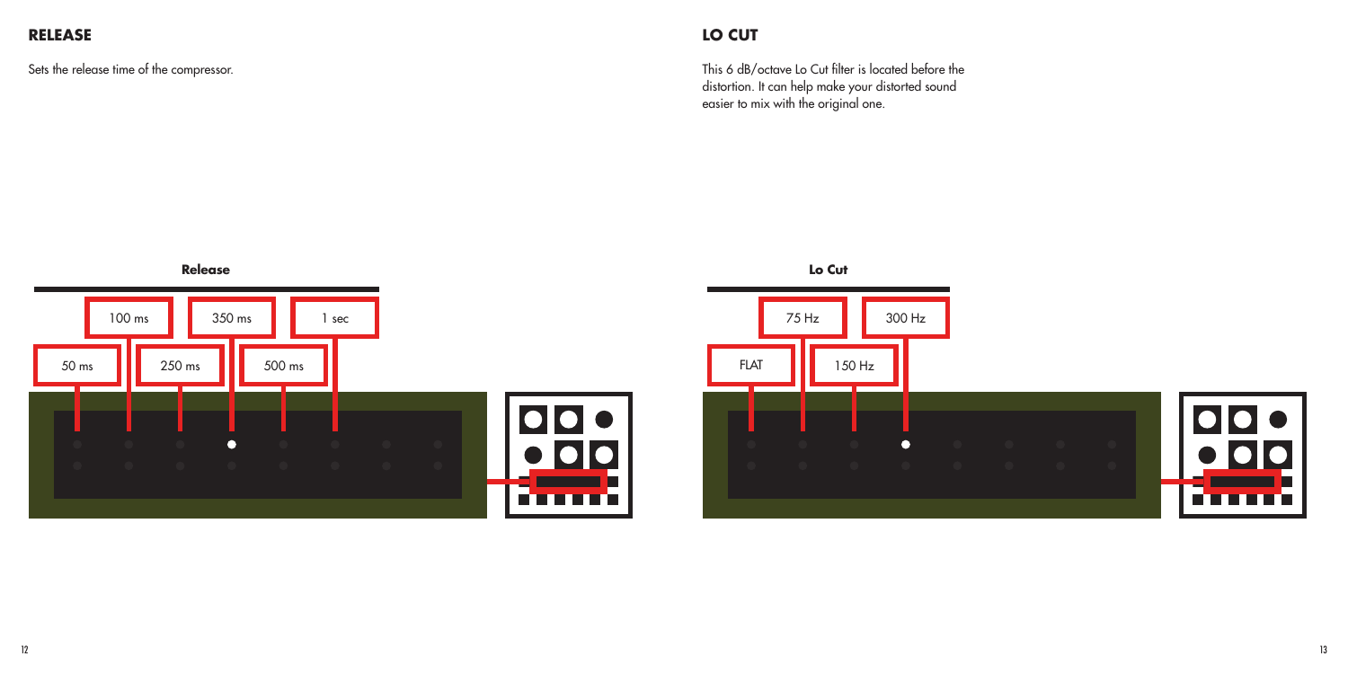## RELEASE

Sets the release time of the compressor.

**Release**

50 ms, 100 ms, 250 ms, 350 ms, 500 ms, 1 sec

## LO CUT

This 6 dB/octave Lo Cut filter is located before the distortion. It can help make your distorted sound easier to mix with the original one.

**Lo Cut**

FLAT, 75 Hz, 150 Hz, 300 Hz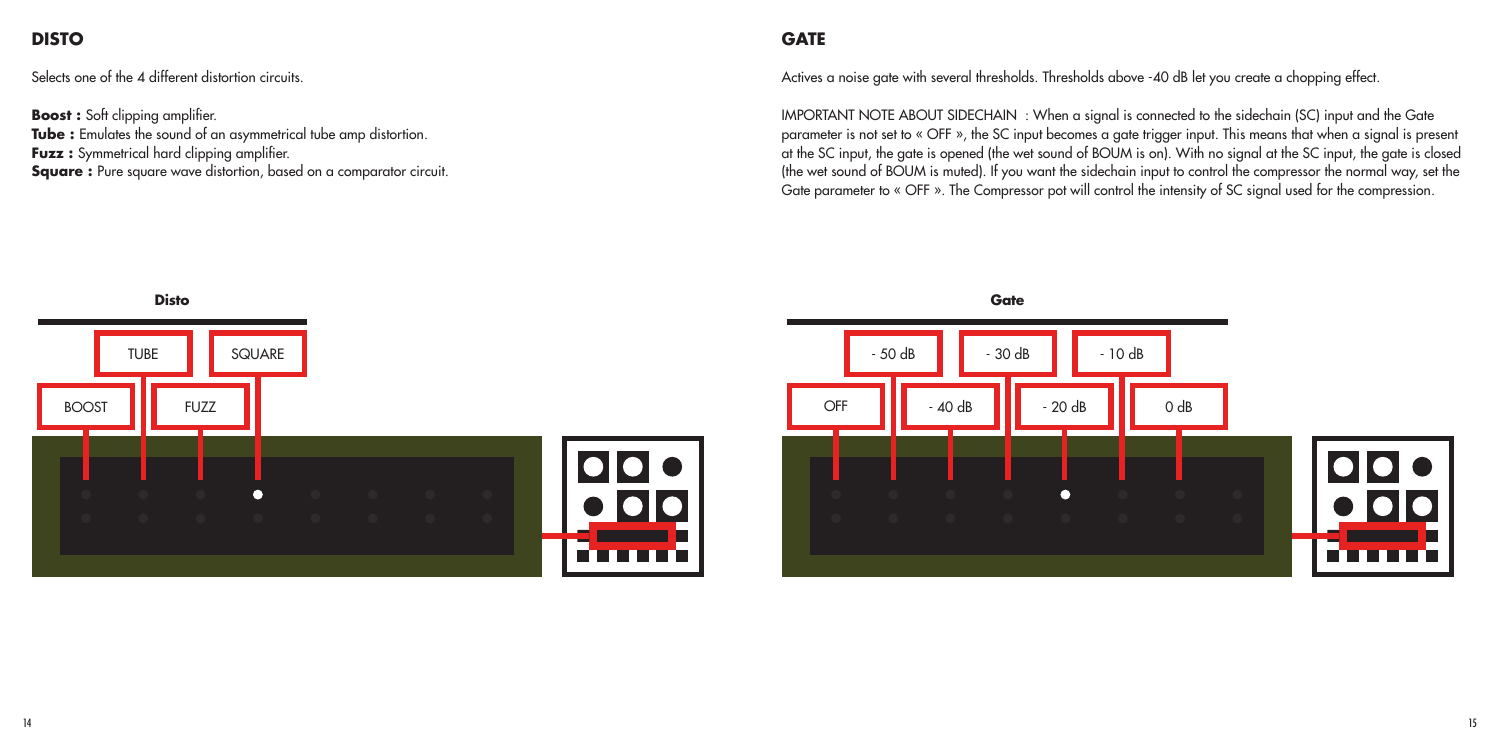## DISTO

Selects one of the 4 different distortion circuits.

**Boost :** Soft clipping amplifier.
**Tube :** Emulates the sound of an asymmetrical tube amp distortion.
**Fuzz :** Symmetrical hard clipping amplifier.
**Square :** Pure square wave distortion, based on a comparator circuit.

**Disto**

BOOST TUBE FUZZ SQUARE

## GATE

Actives a noise gate with several thresholds. Thresholds above -40 dB let you create a chopping effect.

IMPORTANT NOTE ABOUT SIDECHAIN : When a signal is connected to the sidechain (SC) input and the Gate parameter is not set to « OFF », the SC input becomes a gate trigger input. This means that when a signal is present at the SC input, the gate is opened (the wet sound of BOUM is on). With no signal at the SC input, the gate is closed (the wet sound of BOUM is muted). If you want the sidechain input to control the compressor the normal way, set the Gate parameter to « OFF ». The Compressor pot will control the intensity of SC signal used for the compression.

**Gate**

OFF - 50 dB - 40 dB - 30 dB - 20 dB - 10 dB 0 dB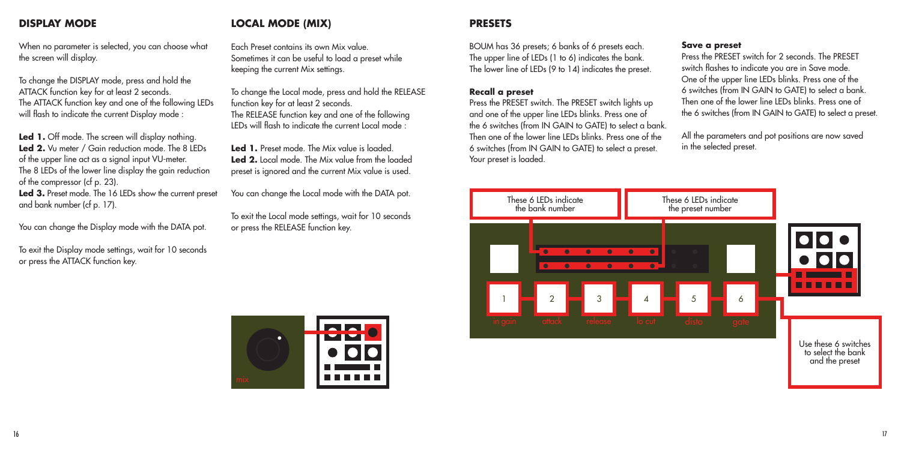## DISPLAY MODE

When no parameter is selected, you can choose what the screen will display.

To change the DISPLAY mode, press and hold the ATTACK function key for at least 2 seconds.
The ATTACK function key and one of the following LEDs will flash to indicate the current Display mode :

**Led 1.** Off mode. The screen will display nothing.
**Led 2.** Vu meter / Gain reduction mode. The 8 LEDs of the upper line act as a signal input VU-meter. The 8 LEDs of the lower line display the gain reduction of the compressor (cf p. 23).
**Led 3.** Preset mode. The 16 LEDs show the current preset and bank number (cf p. 17).

You can change the Display mode with the DATA pot.

To exit the Display mode settings, wait for 10 seconds or press the ATTACK function key.

## LOCAL MODE (MIX)

Each Preset contains its own Mix value.
Sometimes it can be useful to load a preset while keeping the current Mix settings.

To change the Local mode, press and hold the RELEASE function key for at least 2 seconds.
The RELEASE function key and one of the following LEDs will flash to indicate the current Local mode :

**Led 1.** Preset mode. The Mix value is loaded.
**Led 2.** Local mode. The Mix value from the loaded preset is ignored and the current Mix value is used.

You can change the Local mode with the DATA pot.

To exit the Local mode settings, wait for 10 seconds or press the RELEASE function key.

mix

## PRESETS

BOUM has 36 presets; 6 banks of 6 presets each.
The upper line of LEDs (1 to 6) indicates the bank.
The lower line of LEDs (9 to 14) indicates the preset.

### Recall a preset

Press the PRESET switch. The PRESET switch lights up and one of the upper line LEDs blinks. Press one of the 6 switches (from IN GAIN to GATE) to select a bank. Then one of the lower line LEDs blinks. Press one of the 6 switches (from IN GAIN to GATE) to select a preset. Your preset is loaded.

### Save a preset

Press the PRESET switch for 2 seconds. The PRESET switch flashes to indicate you are in Save mode. One of the upper line LEDs blinks. Press one of the 6 switches (from IN GAIN to GATE) to select a bank. Then one of the lower line LEDs blinks. Press one of the 6 switches (from IN GAIN to GATE) to select a preset.

All the parameters and pot positions are now saved in the selected preset.

These 6 LEDs indicate the bank number

These 6 LEDs indicate the preset number

1 in gain | 2 attack | 3 release | 4 lo cut | 5 disto | 6 gate

Use these 6 switches to select the bank and the preset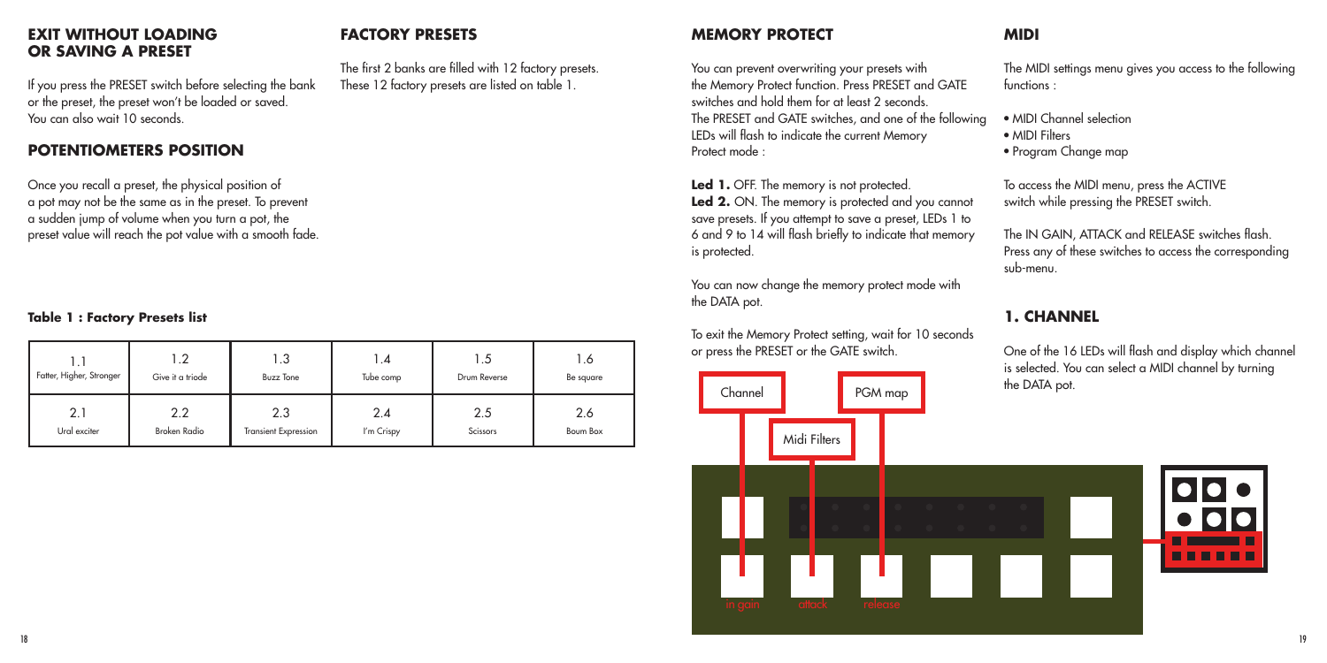## EXIT WITHOUT LOADING OR SAVING A PRESET

If you press the PRESET switch before selecting the bank or the preset, the preset won't be loaded or saved. You can also wait 10 seconds.

## POTENTIOMETERS POSITION

Once you recall a preset, the physical position of a pot may not be the same as in the preset. To prevent a sudden jump of volume when you turn a pot, the preset value will reach the pot value with a smooth fade.

## FACTORY PRESETS

The first 2 banks are filled with 12 factory presets. These 12 factory presets are listed on table 1.

**Table 1 : Factory Presets list**

| 1.1 | 1.2 | 1.3 | 1.4 | 1.5 | 1.6 |
|---|---|---|---|---|---|
| Fatter, Higher, Stronger | Give it a triode | Buzz Tone | Tube comp | Drum Reverse | Be square |
| 2.1 | 2.2 | 2.3 | 2.4 | 2.5 | 2.6 |
| Ural exciter | Broken Radio | Transient Expression | I'm Crispy | Scissors | Boum Box |

## MEMORY PROTECT

You can prevent overwriting your presets with the Memory Protect function. Press PRESET and GATE switches and hold them for at least 2 seconds. The PRESET and GATE switches, and one of the following LEDs will flash to indicate the current Memory Protect mode :

**Led 1.** OFF. The memory is not protected.
**Led 2.** ON. The memory is protected and you cannot save presets. If you attempt to save a preset, LEDs 1 to 6 and 9 to 14 will flash briefly to indicate that memory is protected.

You can now change the memory protect mode with the DATA pot.

To exit the Memory Protect setting, wait for 10 seconds or press the PRESET or the GATE switch.

Channel
Midi Filters
PGM map
in gain
attack
release

## MIDI

The MIDI settings menu gives you access to the following functions :

- MIDI Channel selection
- MIDI Filters
- Program Change map

To access the MIDI menu, press the ACTIVE switch while pressing the PRESET switch.

The IN GAIN, ATTACK and RELEASE switches flash. Press any of these switches to access the corresponding sub-menu.

## 1. CHANNEL

One of the 16 LEDs will flash and display which channel is selected. You can select a MIDI channel by turning the DATA pot.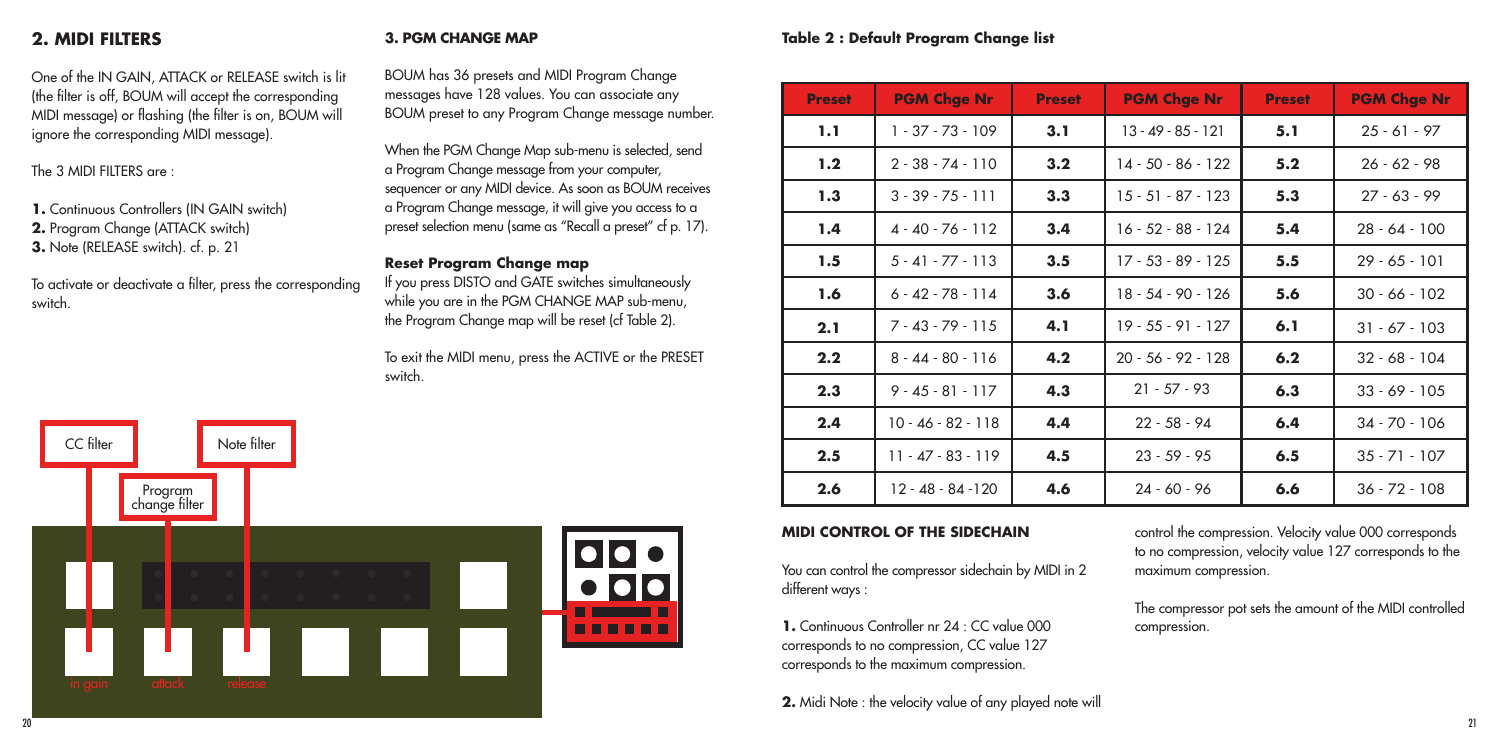## 2. MIDI FILTERS

One of the IN GAIN, ATTACK or RELEASE switch is lit (the filter is off, BOUM will accept the corresponding MIDI message) or flashing (the filter is on, BOUM will ignore the corresponding MIDI message).

The 3 MIDI FILTERS are :

**1.** Continuous Controllers (IN GAIN switch)
**2.** Program Change (ATTACK switch)
**3.** Note (RELEASE switch). cf. p. 21

To activate or deactivate a filter, press the corresponding switch.

CC filter — Program change filter — Note filter

in gain — attack — release

### 3. PGM CHANGE MAP

BOUM has 36 presets and MIDI Program Change messages have 128 values. You can associate any BOUM preset to any Program Change message number.

When the PGM Change Map sub-menu is selected, send a Program Change message from your computer, sequencer or any MIDI device. As soon as BOUM receives a Program Change message, it will give you access to a preset selection menu (same as "Recall a preset" cf p. 17).

**Reset Program Change map**

If you press DISTO and GATE switches simultaneously while you are in the PGM CHANGE MAP sub-menu, the Program Change map will be reset (cf Table 2).

To exit the MIDI menu, press the ACTIVE or the PRESET switch.

**Table 2 : Default Program Change list**

| Preset | PGM Chge Nr | Preset | PGM Chge Nr | Preset | PGM Chge Nr |
|---|---|---|---|---|---|
| 1.1 | 1 - 37 - 73 - 109 | 3.1 | 13 - 49 - 85 - 121 | 5.1 | 25 - 61 - 97 |
| 1.2 | 2 - 38 - 74 - 110 | 3.2 | 14 - 50 - 86 - 122 | 5.2 | 26 - 62 - 98 |
| 1.3 | 3 - 39 - 75 - 111 | 3.3 | 15 - 51 - 87 - 123 | 5.3 | 27 - 63 - 99 |
| 1.4 | 4 - 40 - 76 - 112 | 3.4 | 16 - 52 - 88 - 124 | 5.4 | 28 - 64 - 100 |
| 1.5 | 5 - 41 - 77 - 113 | 3.5 | 17 - 53 - 89 - 125 | 5.5 | 29 - 65 - 101 |
| 1.6 | 6 - 42 - 78 - 114 | 3.6 | 18 - 54 - 90 - 126 | 5.6 | 30 - 66 - 102 |
| 2.1 | 7 - 43 - 79 - 115 | 4.1 | 19 - 55 - 91 - 127 | 6.1 | 31 - 67 - 103 |
| 2.2 | 8 - 44 - 80 - 116 | 4.2 | 20 - 56 - 92 - 128 | 6.2 | 32 - 68 - 104 |
| 2.3 | 9 - 45 - 81 - 117 | 4.3 | 21 - 57 - 93 | 6.3 | 33 - 69 - 105 |
| 2.4 | 10 - 46 - 82 - 118 | 4.4 | 22 - 58 - 94 | 6.4 | 34 - 70 - 106 |
| 2.5 | 11 - 47 - 83 - 119 | 4.5 | 23 - 59 - 95 | 6.5 | 35 - 71 - 107 |
| 2.6 | 12 - 48 - 84 -120 | 4.6 | 24 - 60 - 96 | 6.6 | 36 - 72 - 108 |

### MIDI CONTROL OF THE SIDECHAIN

You can control the compressor sidechain by MIDI in 2 different ways :

**1.** Continuous Controller nr 24 : CC value 000 corresponds to no compression, CC value 127 corresponds to the maximum compression.

**2.** Midi Note : the velocity value of any played note will control the compression. Velocity value 000 corresponds to no compression, velocity value 127 corresponds to the maximum compression.

The compressor pot sets the amount of the MIDI controlled compression.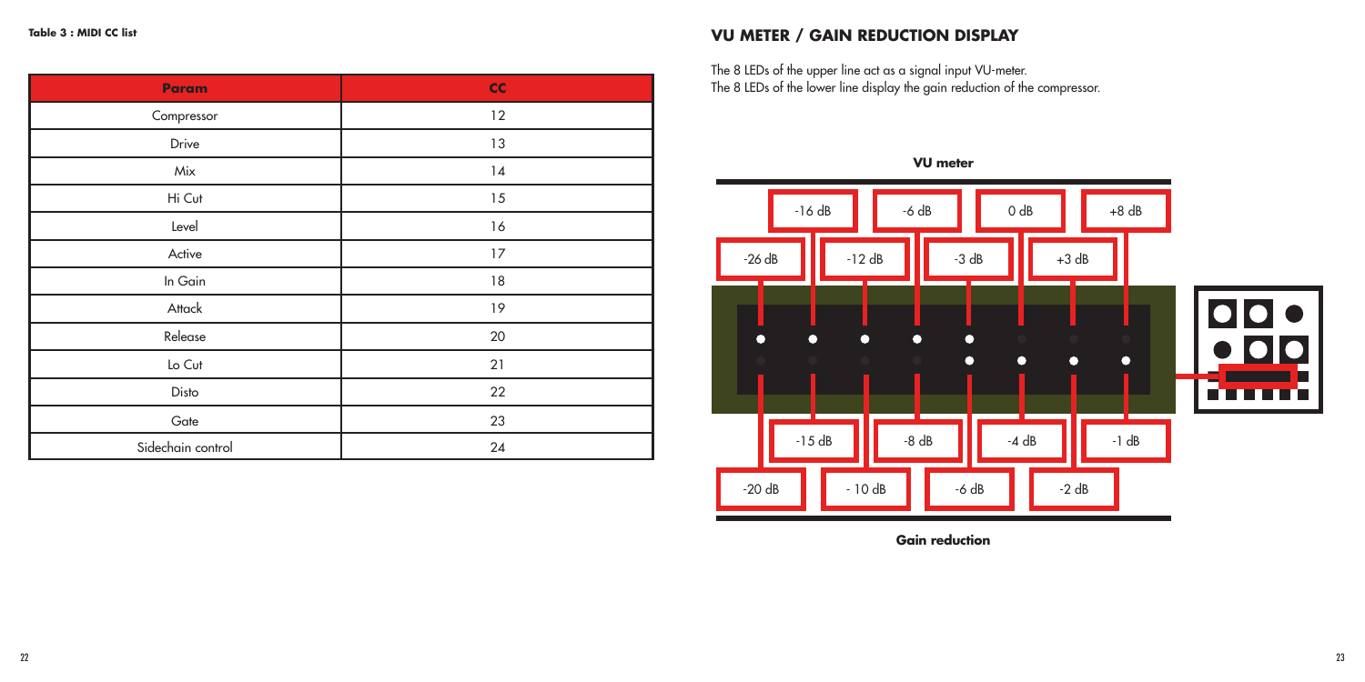**Table 3 : MIDI CC list**

| Param | CC |
| --- | --- |
| Compressor | 12 |
| Drive | 13 |
| Mix | 14 |
| Hi Cut | 15 |
| Level | 16 |
| Active | 17 |
| In Gain | 18 |
| Attack | 19 |
| Release | 20 |
| Lo Cut | 21 |
| Disto | 22 |
| Gate | 23 |
| Sidechain control | 24 |

## VU METER / GAIN REDUCTION DISPLAY

The 8 LEDs of the upper line act as a signal input VU-meter.
The 8 LEDs of the lower line display the gain reduction of the compressor.

**VU meter**

-26 dB, -16 dB, -12 dB, -6 dB, -3 dB, 0 dB, +3 dB, +8 dB

-20 dB, -15 dB, - 10 dB, -8 dB, -6 dB, -4 dB, -2 dB, -1 dB

**Gain reduction**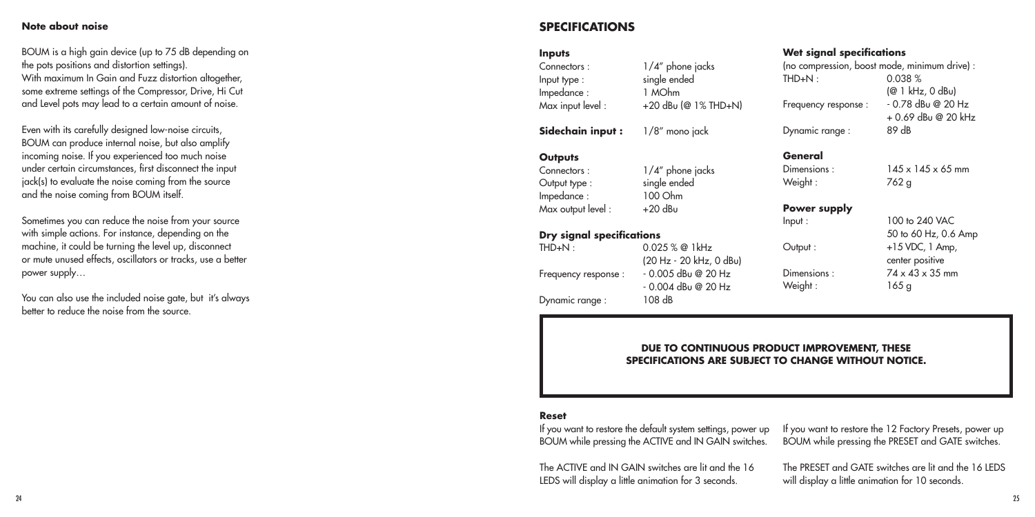**Note about noise**

BOUM is a high gain device (up to 75 dB depending on the pots positions and distortion settings).
With maximum In Gain and Fuzz distortion altogether, some extreme settings of the Compressor, Drive, Hi Cut and Level pots may lead to a certain amount of noise.

Even with its carefully designed low-noise circuits, BOUM can produce internal noise, but also amplify incoming noise. If you experienced too much noise under certain circumstances, first disconnect the input jack(s) to evaluate the noise coming from the source and the noise coming from BOUM itself.

Sometimes you can reduce the noise from your source with simple actions. For instance, depending on the machine, it could be turning the level up, disconnect or mute unused effects, oscillators or tracks, use a better power supply…

You can also use the included noise gate, but it's always better to reduce the noise from the source.

## SPECIFICATIONS

**Inputs**

| | |
|---|---|
| Connectors : | 1/4" phone jacks |
| Input type : | single ended |
| Impedance : | 1 MOhm |
| Max input level : | +20 dBu (@ 1% THD+N) |

**Sidechain input :** 1/8" mono jack

**Outputs**

| | |
|---|---|
| Connectors : | 1/4" phone jacks |
| Output type : | single ended |
| Impedance : | 100 Ohm |
| Max output level : | +20 dBu |

**Dry signal specifications**

| | |
|---|---|
| THD+N : | 0.025 % @ 1kHz (20 Hz - 20 kHz, 0 dBu) |
| Frequency response : | - 0.005 dBu @ 20 Hz<br>- 0.004 dBu @ 20 Hz |
| Dynamic range : | 108 dB |

**Wet signal specifications**

(no compression, boost mode, minimum drive) :

| | |
|---|---|
| THD+N : | 0.038 % (@ 1 kHz, 0 dBu) |
| Frequency response : | - 0.78 dBu @ 20 Hz<br>+ 0.69 dBu @ 20 kHz |
| Dynamic range : | 89 dB |

**General**

| | |
|---|---|
| Dimensions : | 145 x 145 x 65 mm |
| Weight : | 762 g |

**Power supply**

| | |
|---|---|
| Input : | 100 to 240 VAC<br>50 to 60 Hz, 0.6 Amp |
| Output : | +15 VDC, 1 Amp, center positive |
| Dimensions : | 74 x 43 x 35 mm |
| Weight : | 165 g |

**DUE TO CONTINUOUS PRODUCT IMPROVEMENT, THESE SPECIFICATIONS ARE SUBJECT TO CHANGE WITHOUT NOTICE.**

**Reset**

If you want to restore the default system settings, power up BOUM while pressing the ACTIVE and IN GAIN switches.

The ACTIVE and IN GAIN switches are lit and the 16 LEDS will display a little animation for 3 seconds.

If you want to restore the 12 Factory Presets, power up BOUM while pressing the PRESET and GATE switches.

The PRESET and GATE switches are lit and the 16 LEDS will display a little animation for 10 seconds.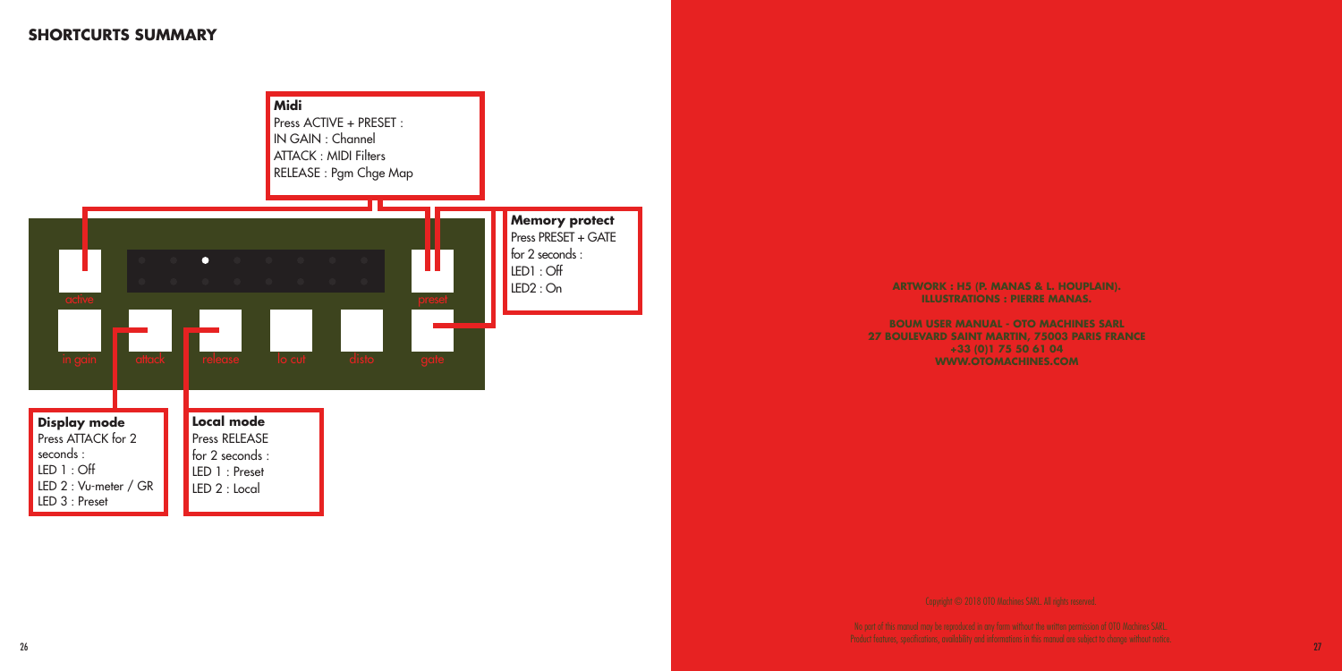## SHORTCURTS SUMMARY

**Midi**
Press ACTIVE + PRESET :
IN GAIN : Channel
ATTACK : MIDI Filters
RELEASE : Pgm Chge Map

**Memory protect**
Press PRESET + GATE for 2 seconds :
LED1 : Off
LED2 : On

active

preset

in gain

attack

release

lo cut

disto

gate

**Display mode**
Press ATTACK for 2 seconds :
LED 1 : Off
LED 2 : Vu-meter / GR
LED 3 : Preset

**Local mode**
Press RELEASE for 2 seconds :
LED 1 : Preset
LED 2 : Local

**ARTWORK : H5 (P. MANAS & L. HOUPLAIN).**
**ILLUSTRATIONS : PIERRE MANAS.**

**BOUM USER MANUAL - OTO MACHINES SARL**
**27 BOULEVARD SAINT MARTIN, 75003 PARIS FRANCE**
**+33 (0)1 75 50 61 04**
**WWW.OTOMACHINES.COM**

Copyright © 2018 OTO Machines SARL. All rights reserved.

No part of this manual may be reproduced in any form without the written permission of OTO Machines SARL.
Product features, specifications, availability and informations in this manual are subject to change without notice.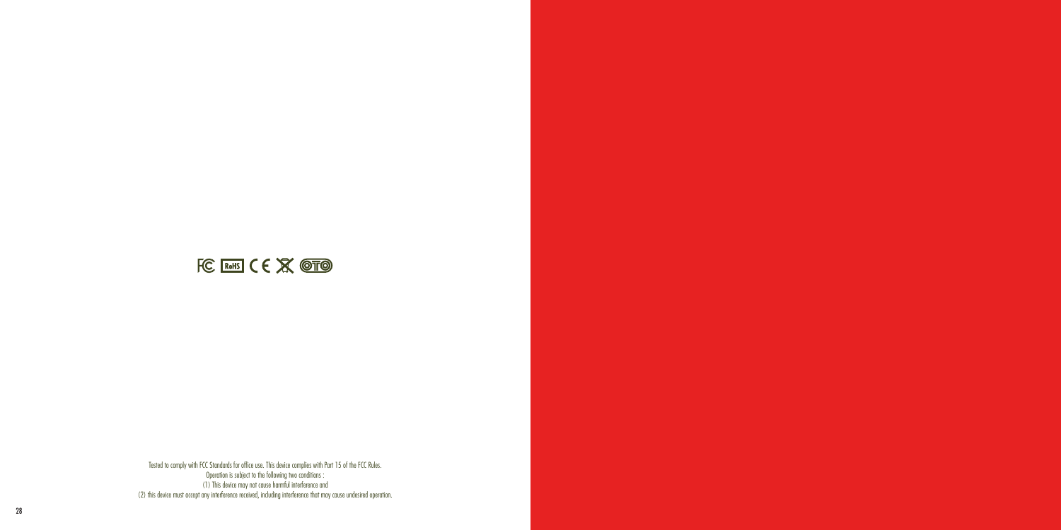FC RoHS CE

Tested to comply with FCC Standards for office use. This device complies with Part 15 of the FCC Rules.
Operation is subject to the following two conditions :
(1) This device may not cause harmful interference and
(2) this device must accept any interference received, including interference that may cause undesired operation.